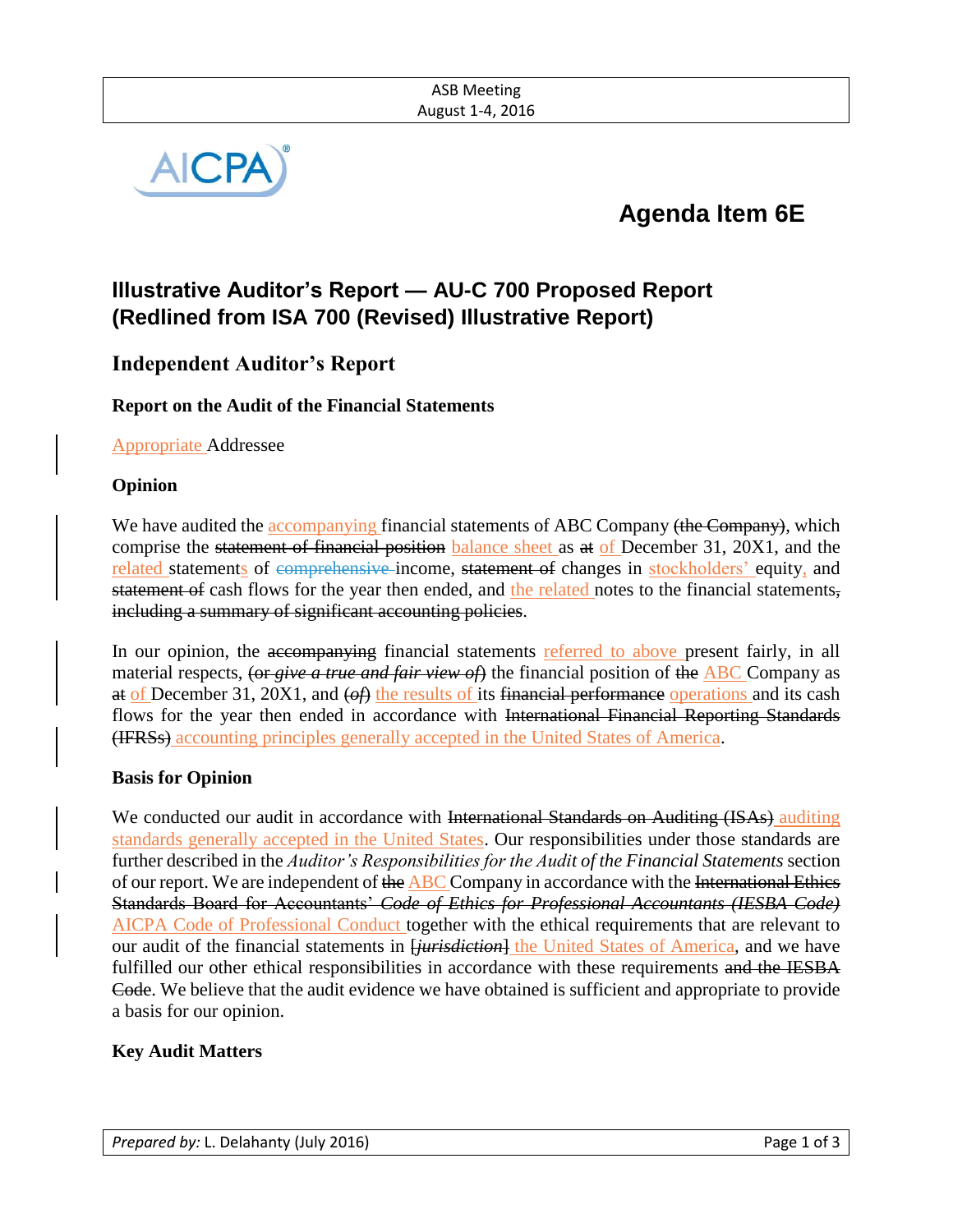# Agenda Item 6E

## Illustrative Auditor's Report — AU-C 700 Proposed Report (Redlined from ISA 700 (Revised) Illustrative Report)

## Independent Auditor's Report

### Report on the Audit of the Financial Statements

Appropriate Addressee

**Opinion**

We have audited the accompanying financial statements of ABC Company ~~(the Company)~~, which comprise the ~~statement of financial position~~ balance sheet as ~~at~~ of December 31, 20X1, and the related statements of ~~comprehensive~~ income, ~~statement of~~ changes in stockholders' equity, and ~~statement of~~ cash flows for the year then ended, and the related notes to the financial statements~~, including a summary of significant accounting policies~~.

In our opinion, the ~~accompanying~~ financial statements referred to above present fairly, in all material respects, ~~(or *give a true and fair view of*)~~ the financial position of ~~the~~ ABC Company as ~~at~~ of December 31, 20X1, and ~~(*of*)~~ the results of its ~~financial performance~~ operations and its cash flows for the year then ended in accordance with ~~International Financial Reporting Standards (IFRSs)~~ accounting principles generally accepted in the United States of America.

**Basis for Opinion**

We conducted our audit in accordance with ~~International Standards on Auditing (ISAs)~~ auditing standards generally accepted in the United States. Our responsibilities under those standards are further described in the *Auditor's Responsibilities for the Audit of the Financial Statements* section of our report. We are independent of ~~the~~ ABC Company in accordance with the ~~International Ethics Standards Board for Accountants' *Code of Ethics for Professional Accountants (IESBA Code)*~~ AICPA Code of Professional Conduct together with the ethical requirements that are relevant to our audit of the financial statements in ~~[*jurisdiction*]~~ the United States of America, and we have fulfilled our other ethical responsibilities in accordance with these requirements ~~and the IESBA Code~~. We believe that the audit evidence we have obtained is sufficient and appropriate to provide a basis for our opinion.

**Key Audit Matters**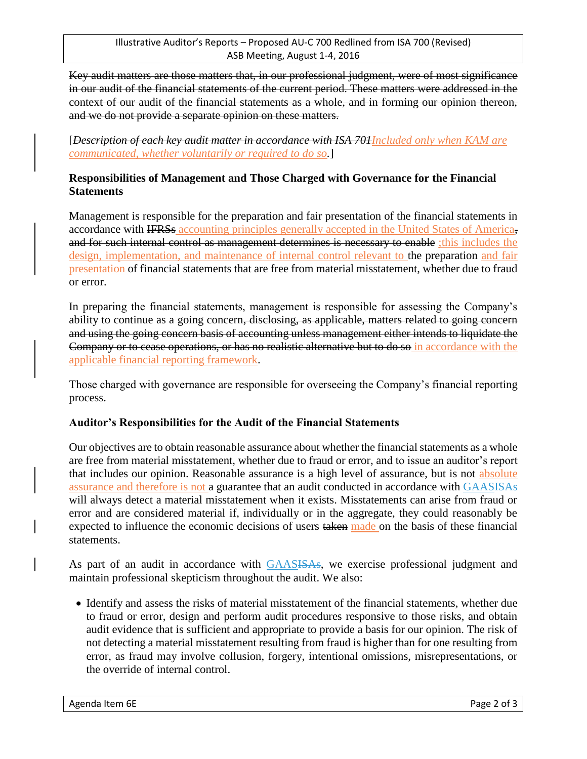~~Key audit matters are those matters that, in our professional judgment, were of most significance in our audit of the financial statements of the current period. These matters were addressed in the context of our audit of the financial statements as a whole, and in forming our opinion thereon, and we do not provide a separate opinion on these matters.~~

[~~*Description of each key audit matter in accordance with ISA 701*~~*Included only when KAM are communicated, whether voluntarily or required to do so.*]

**Responsibilities of Management and Those Charged with Governance for the Financial Statements**

Management is responsible for the preparation and fair presentation of the financial statements in accordance with ~~IFRSs~~ accounting principles generally accepted in the United States of America~~,~~ ~~and for such internal control as management determines is necessary to enable~~ ;this includes the design, implementation, and maintenance of internal control relevant to the preparation and fair presentation of financial statements that are free from material misstatement, whether due to fraud or error.

In preparing the financial statements, management is responsible for assessing the Company's ability to continue as a going concern~~, disclosing, as applicable, matters related to going concern and using the going concern basis of accounting unless management either intends to liquidate the Company or to cease operations, or has no realistic alternative but to do so~~ in accordance with the applicable financial reporting framework.

Those charged with governance are responsible for overseeing the Company's financial reporting process.

**Auditor's Responsibilities for the Audit of the Financial Statements**

Our objectives are to obtain reasonable assurance about whether the financial statements as a whole are free from material misstatement, whether due to fraud or error, and to issue an auditor's report that includes our opinion. Reasonable assurance is a high level of assurance, but is not absolute assurance and therefore is not a guarantee that an audit conducted in accordance with GAAS~~ISAs~~ will always detect a material misstatement when it exists. Misstatements can arise from fraud or error and are considered material if, individually or in the aggregate, they could reasonably be expected to influence the economic decisions of users ~~taken~~ made on the basis of these financial statements.

As part of an audit in accordance with GAAS~~ISAs~~, we exercise professional judgment and maintain professional skepticism throughout the audit. We also:

- Identify and assess the risks of material misstatement of the financial statements, whether due to fraud or error, design and perform audit procedures responsive to those risks, and obtain audit evidence that is sufficient and appropriate to provide a basis for our opinion. The risk of not detecting a material misstatement resulting from fraud is higher than for one resulting from error, as fraud may involve collusion, forgery, intentional omissions, misrepresentations, or the override of internal control.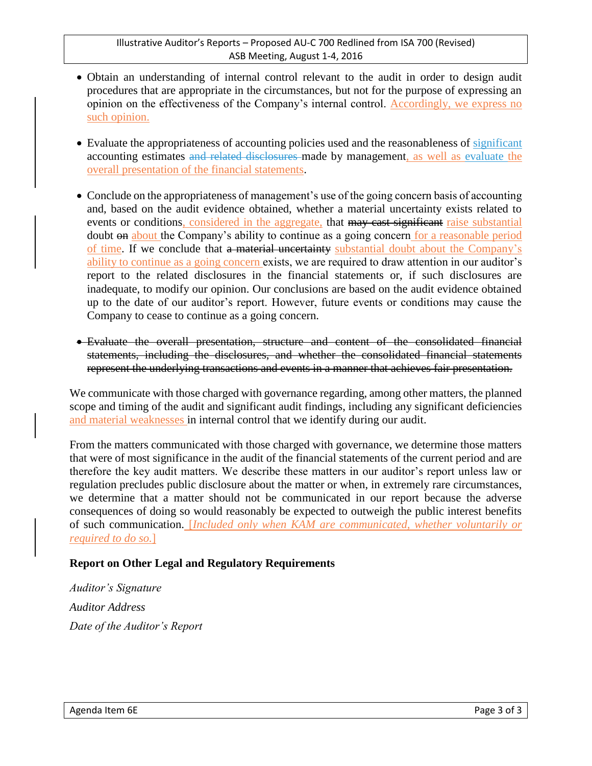- Obtain an understanding of internal control relevant to the audit in order to design audit procedures that are appropriate in the circumstances, but not for the purpose of expressing an opinion on the effectiveness of the Company's internal control. Accordingly, we express no such opinion.

- Evaluate the appropriateness of accounting policies used and the reasonableness of significant accounting estimates ~~and related disclosures~~ made by management, as well as evaluate the overall presentation of the financial statements.

- Conclude on the appropriateness of management's use of the going concern basis of accounting and, based on the audit evidence obtained, whether a material uncertainty exists related to events or conditions, considered in the aggregate, that ~~may cast significant~~ raise substantial doubt ~~on~~ about the Company's ability to continue as a going concern for a reasonable period of time. If we conclude that ~~a material uncertainty~~ substantial doubt about the Company's ability to continue as a going concern exists, we are required to draw attention in our auditor's report to the related disclosures in the financial statements or, if such disclosures are inadequate, to modify our opinion. Our conclusions are based on the audit evidence obtained up to the date of our auditor's report. However, future events or conditions may cause the Company to cease to continue as a going concern.

- ~~Evaluate the overall presentation, structure and content of the consolidated financial statements, including the disclosures, and whether the consolidated financial statements represent the underlying transactions and events in a manner that achieves fair presentation.~~

We communicate with those charged with governance regarding, among other matters, the planned scope and timing of the audit and significant audit findings, including any significant deficiencies and material weaknesses in internal control that we identify during our audit.

From the matters communicated with those charged with governance, we determine those matters that were of most significance in the audit of the financial statements of the current period and are therefore the key audit matters. We describe these matters in our auditor's report unless law or regulation precludes public disclosure about the matter or when, in extremely rare circumstances, we determine that a matter should not be communicated in our report because the adverse consequences of doing so would reasonably be expected to outweigh the public interest benefits of such communication. [*Included only when KAM are communicated, whether voluntarily or required to do so.*]

**Report on Other Legal and Regulatory Requirements**

*Auditor's Signature*

*Auditor Address*

*Date of the Auditor's Report*